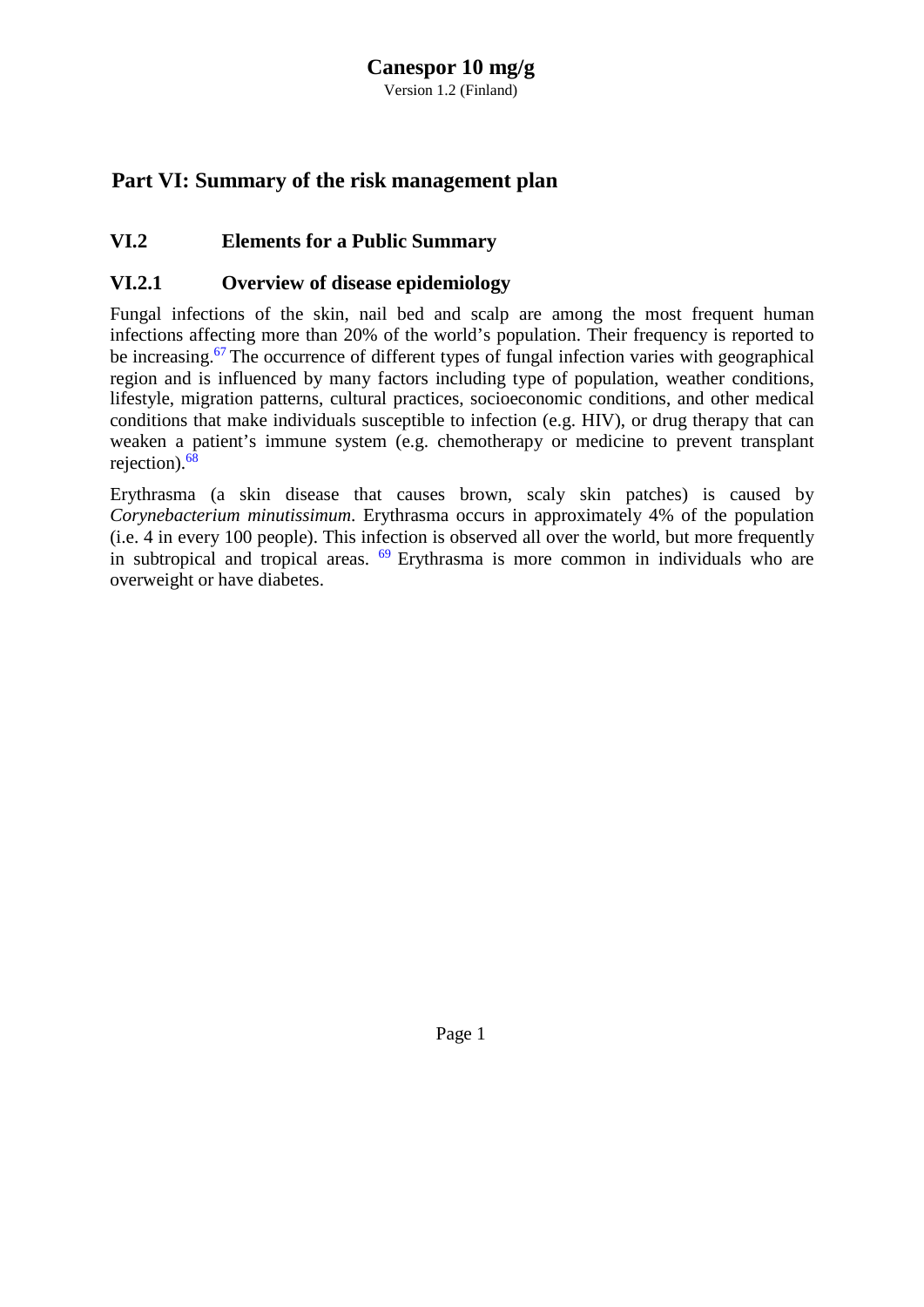# Part VI: Summary of the risk management plan

## VI.2 Elements for a Public Summary

### VI.2.1 Overview of disease epidemiology

Fungal infections of the skin, nail bed and scalp are among the most frequent human infections affecting more than 20% of the world's population. Their frequency is reported to be increasing.[67] The occurrence of different types of fungal infection varies with geographical region and is influenced by many factors including type of population, weather conditions, lifestyle, migration patterns, cultural practices, socioeconomic conditions, and other medical conditions that make individuals susceptible to infection (e.g. HIV), or drug therapy that can weaken a patient's immune system (e.g. chemotherapy or medicine to prevent transplant rejection).[68]

Erythrasma (a skin disease that causes brown, scaly skin patches) is caused by *Corynebacterium minutissimum*. Erythrasma occurs in approximately 4% of the population (i.e. 4 in every 100 people). This infection is observed all over the world, but more frequently in subtropical and tropical areas. [69] Erythrasma is more common in individuals who are overweight or have diabetes.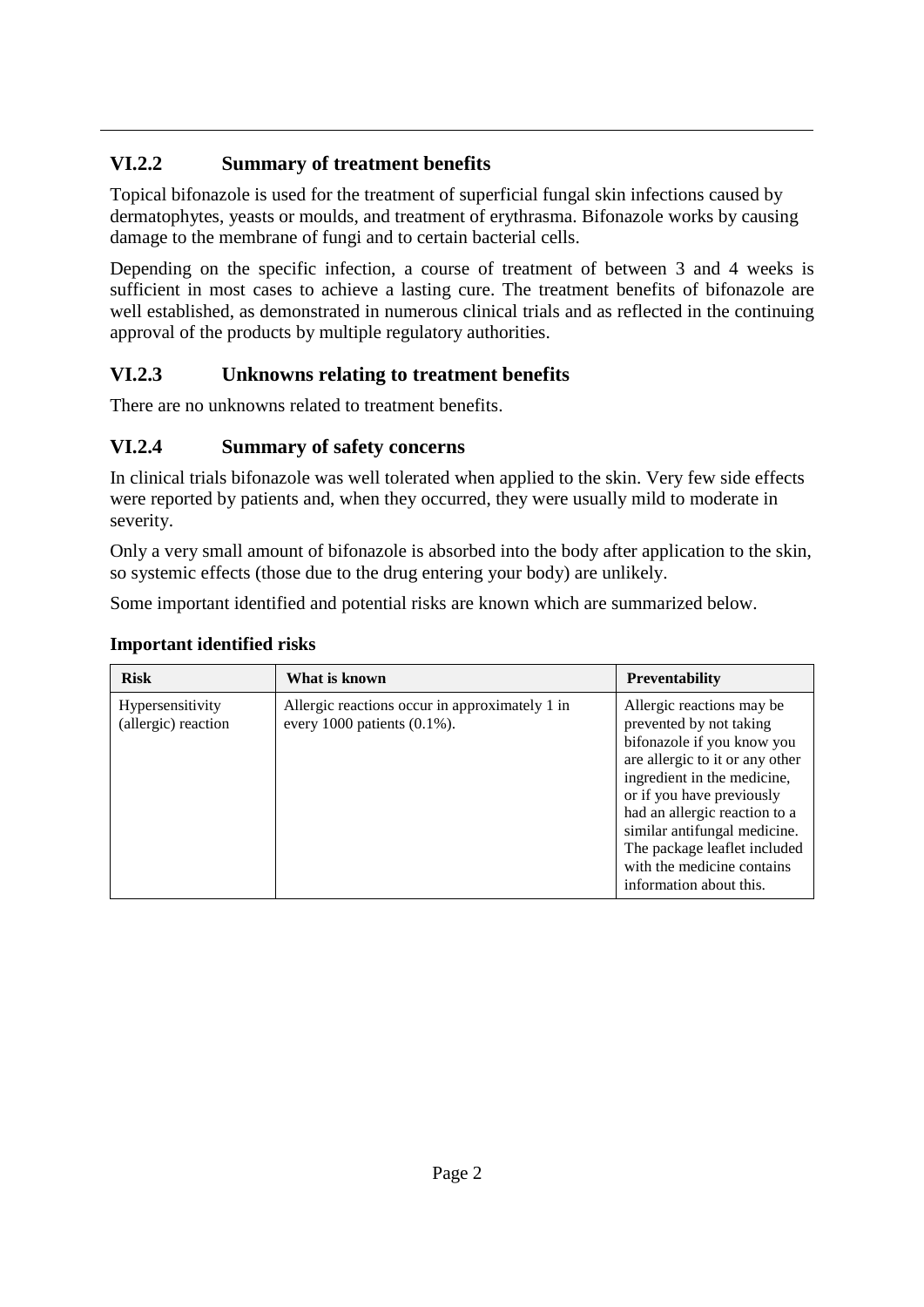### VI.2.2 Summary of treatment benefits

Topical bifonazole is used for the treatment of superficial fungal skin infections caused by dermatophytes, yeasts or moulds, and treatment of erythrasma. Bifonazole works by causing damage to the membrane of fungi and to certain bacterial cells.

Depending on the specific infection, a course of treatment of between 3 and 4 weeks is sufficient in most cases to achieve a lasting cure. The treatment benefits of bifonazole are well established, as demonstrated in numerous clinical trials and as reflected in the continuing approval of the products by multiple regulatory authorities.

### VI.2.3 Unknowns relating to treatment benefits

There are no unknowns related to treatment benefits.

### VI.2.4 Summary of safety concerns

In clinical trials bifonazole was well tolerated when applied to the skin. Very few side effects were reported by patients and, when they occurred, they were usually mild to moderate in severity.

Only a very small amount of bifonazole is absorbed into the body after application to the skin, so systemic effects (those due to the drug entering your body) are unlikely.

Some important identified and potential risks are known which are summarized below.

**Important identified risks**

| Risk | What is known | Preventability |
| --- | --- | --- |
| Hypersensitivity (allergic) reaction | Allergic reactions occur in approximately 1 in every 1000 patients (0.1%). | Allergic reactions may be prevented by not taking bifonazole if you know you are allergic to it or any other ingredient in the medicine, or if you have previously had an allergic reaction to a similar antifungal medicine. The package leaflet included with the medicine contains information about this. |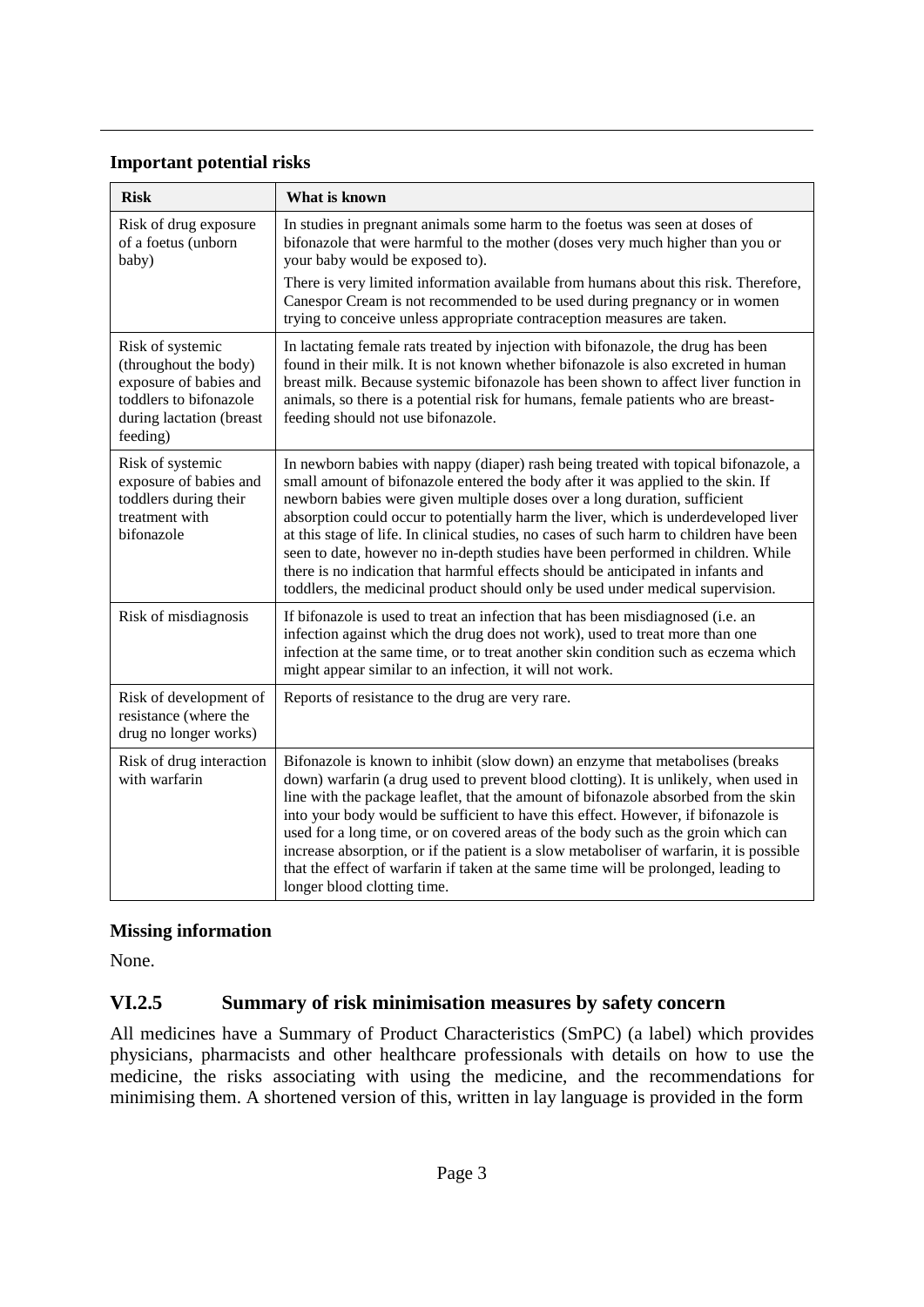**Important potential risks**

| Risk | What is known |
|---|---|
| Risk of drug exposure of a foetus (unborn baby) | In studies in pregnant animals some harm to the foetus was seen at doses of bifonazole that were harmful to the mother (doses very much higher than you or your baby would be exposed to).<br>There is very limited information available from humans about this risk. Therefore, Canespor Cream is not recommended to be used during pregnancy or in women trying to conceive unless appropriate contraception measures are taken. |
| Risk of systemic (throughout the body) exposure of babies and toddlers to bifonazole during lactation (breast feeding) | In lactating female rats treated by injection with bifonazole, the drug has been found in their milk. It is not known whether bifonazole is also excreted in human breast milk. Because systemic bifonazole has been shown to affect liver function in animals, so there is a potential risk for humans, female patients who are breast-feeding should not use bifonazole. |
| Risk of systemic exposure of babies and toddlers during their treatment with bifonazole | In newborn babies with nappy (diaper) rash being treated with topical bifonazole, a small amount of bifonazole entered the body after it was applied to the skin. If newborn babies were given multiple doses over a long duration, sufficient absorption could occur to potentially harm the liver, which is underdeveloped liver at this stage of life. In clinical studies, no cases of such harm to children have been seen to date, however no in-depth studies have been performed in children. While there is no indication that harmful effects should be anticipated in infants and toddlers, the medicinal product should only be used under medical supervision. |
| Risk of misdiagnosis | If bifonazole is used to treat an infection that has been misdiagnosed (i.e. an infection against which the drug does not work), used to treat more than one infection at the same time, or to treat another skin condition such as eczema which might appear similar to an infection, it will not work. |
| Risk of development of resistance (where the drug no longer works) | Reports of resistance to the drug are very rare. |
| Risk of drug interaction with warfarin | Bifonazole is known to inhibit (slow down) an enzyme that metabolises (breaks down) warfarin (a drug used to prevent blood clotting). It is unlikely, when used in line with the package leaflet, that the amount of bifonazole absorbed from the skin into your body would be sufficient to have this effect. However, if bifonazole is used for a long time, or on covered areas of the body such as the groin which can increase absorption, or if the patient is a slow metaboliser of warfarin, it is possible that the effect of warfarin if taken at the same time will be prolonged, leading to longer blood clotting time. |

**Missing information**

None.

## VI.2.5 Summary of risk minimisation measures by safety concern

All medicines have a Summary of Product Characteristics (SmPC) (a label) which provides physicians, pharmacists and other healthcare professionals with details on how to use the medicine, the risks associating with using the medicine, and the recommendations for minimising them. A shortened version of this, written in lay language is provided in the form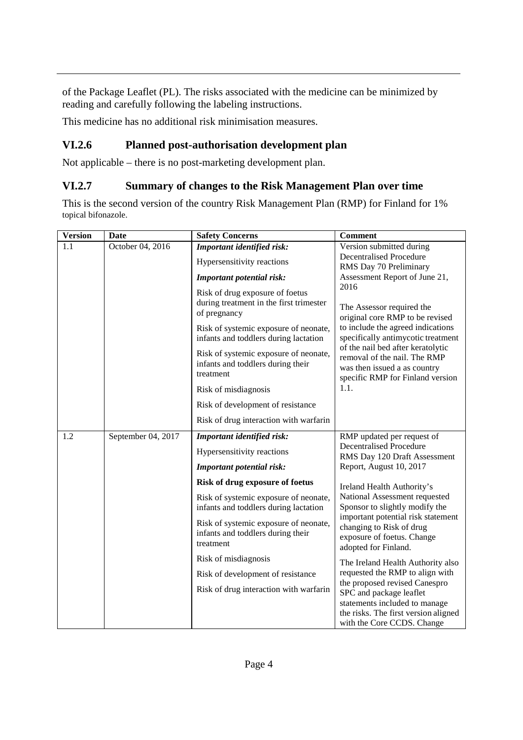of the Package Leaflet (PL). The risks associated with the medicine can be minimized by reading and carefully following the labeling instructions.

This medicine has no additional risk minimisation measures.

### VI.2.6 Planned post-authorisation development plan

Not applicable – there is no post-marketing development plan.

### VI.2.7 Summary of changes to the Risk Management Plan over time

This is the second version of the country Risk Management Plan (RMP) for Finland for 1% topical bifonazole.

| Version | Date | Safety Concerns | Comment |
|---|---|---|---|
| 1.1 | October 04, 2016 | ***Important identified risk:***<br>Hypersensitivity reactions<br>***Important potential risk:***<br>Risk of drug exposure of foetus during treatment in the first trimester of pregnancy<br>Risk of systemic exposure of neonate, infants and toddlers during lactation<br>Risk of systemic exposure of neonate, infants and toddlers during their treatment<br>Risk of misdiagnosis<br>Risk of development of resistance<br>Risk of drug interaction with warfarin | Version submitted during Decentralised Procedure RMS Day 70 Preliminary Assessment Report of June 21, 2016<br><br>The Assessor required the original core RMP to be revised to include the agreed indications specifically antimycotic treatment of the nail bed after keratolytic removal of the nail. The RMP was then issued a as country specific RMP for Finland version 1.1. |
| 1.2 | September 04, 2017 | ***Important identified risk:***<br>Hypersensitivity reactions<br>***Important potential risk:***<br>**Risk of drug exposure of foetus**<br>Risk of systemic exposure of neonate, infants and toddlers during lactation<br>Risk of systemic exposure of neonate, infants and toddlers during their treatment<br>Risk of misdiagnosis<br>Risk of development of resistance<br>Risk of drug interaction with warfarin | RMP updated per request of Decentralised Procedure RMS Day 120 Draft Assessment Report, August 10, 2017<br><br>Ireland Health Authority's National Assessment requested Sponsor to slightly modify the important potential risk statement changing to Risk of drug exposure of foetus. Change adopted for Finland.<br><br>The Ireland Health Authority also requested the RMP to align with the proposed revised Canespro SPC and package leaflet statements included to manage the risks. The first version aligned with the Core CCDS. Change |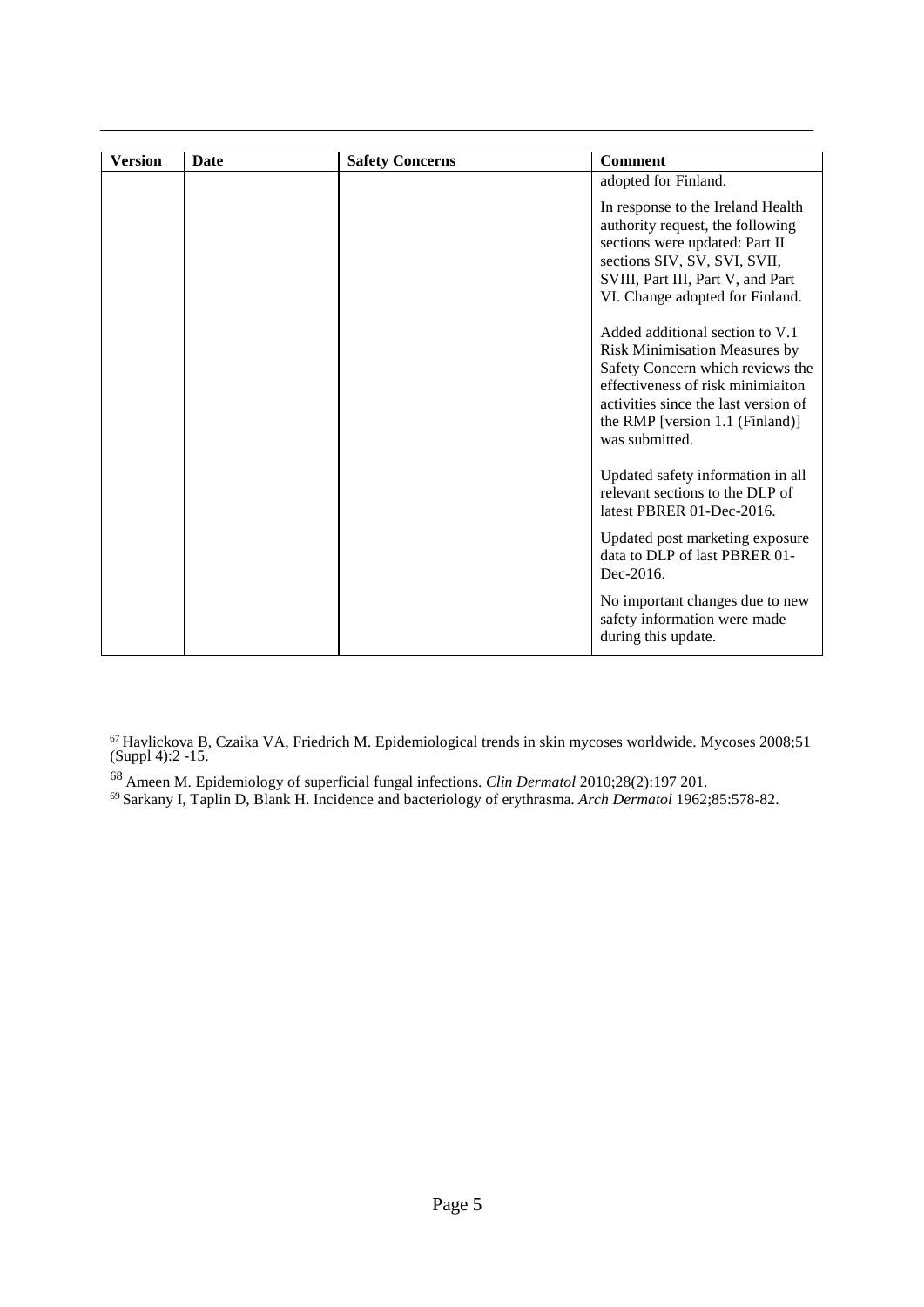| Version | Date | Safety Concerns | Comment |
|---|---|---|---|
| | | | adopted for Finland.<br><br>In response to the Ireland Health authority request, the following sections were updated: Part II sections SIV, SV, SVI, SVII, SVIII, Part III, Part V, and Part VI. Change adopted for Finland.<br><br>Added additional section to V.1 Risk Minimisation Measures by Safety Concern which reviews the effectiveness of risk minimiaiton activities since the last version of the RMP [version 1.1 (Finland)] was submitted.<br><br>Updated safety information in all relevant sections to the DLP of latest PBRER 01-Dec-2016.<br><br>Updated post marketing exposure data to DLP of last PBRER 01-Dec-2016.<br><br>No important changes due to new safety information were made during this update. |

[67] Havlickova B, Czaika VA, Friedrich M. Epidemiological trends in skin mycoses worldwide. Mycoses 2008;51 (Suppl 4):2 -15.

[68] Ameen M. Epidemiology of superficial fungal infections. *Clin Dermatol* 2010;28(2):197 201.

[69] Sarkany I, Taplin D, Blank H. Incidence and bacteriology of erythrasma. *Arch Dermatol* 1962;85:578-82.